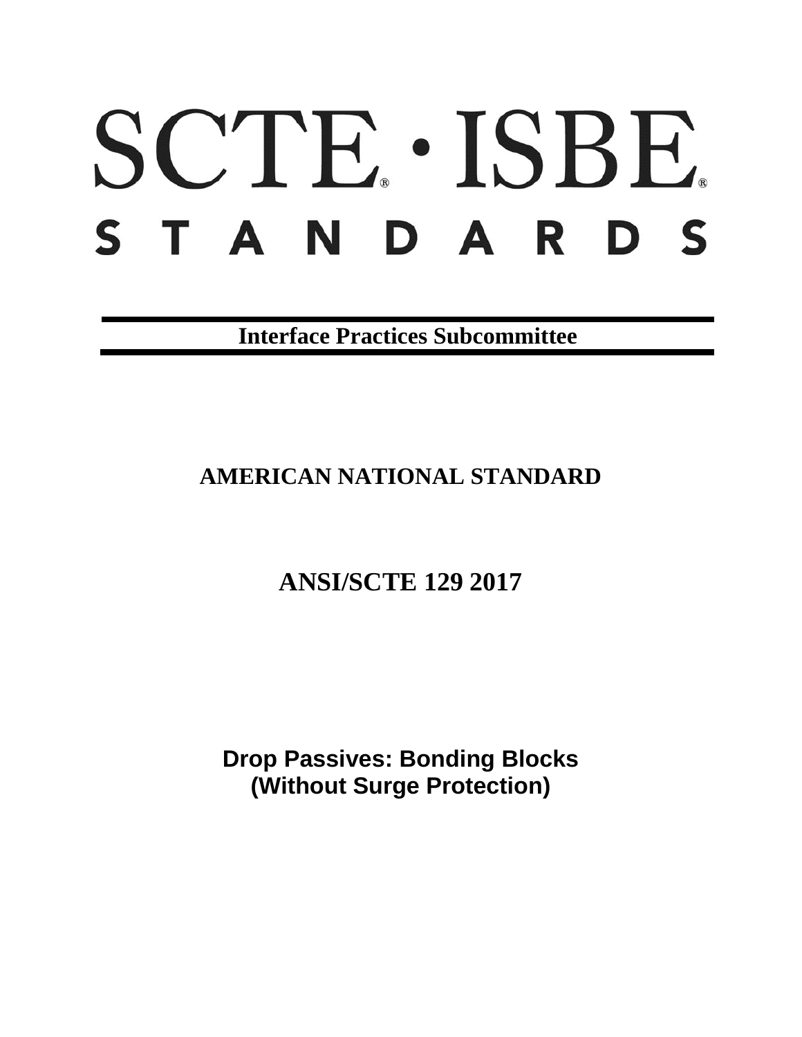# SCTE · ISBE

## STANDARDS

**Interface Practices Subcommittee**

**AMERICAN NATIONAL STANDARD**

**ANSI/SCTE 129 2017**

**Drop Passives: Bonding Blocks (Without Surge Protection)**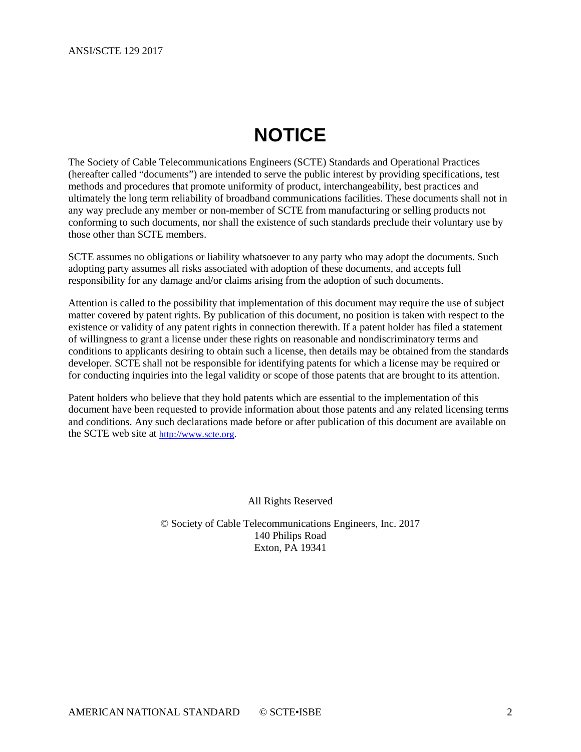# NOTICE

The Society of Cable Telecommunications Engineers (SCTE) Standards and Operational Practices (hereafter called "documents") are intended to serve the public interest by providing specifications, test methods and procedures that promote uniformity of product, interchangeability, best practices and ultimately the long term reliability of broadband communications facilities. These documents shall not in any way preclude any member or non-member of SCTE from manufacturing or selling products not conforming to such documents, nor shall the existence of such standards preclude their voluntary use by those other than SCTE members.

SCTE assumes no obligations or liability whatsoever to any party who may adopt the documents. Such adopting party assumes all risks associated with adoption of these documents, and accepts full responsibility for any damage and/or claims arising from the adoption of such documents.

Attention is called to the possibility that implementation of this document may require the use of subject matter covered by patent rights. By publication of this document, no position is taken with respect to the existence or validity of any patent rights in connection therewith. If a patent holder has filed a statement of willingness to grant a license under these rights on reasonable and nondiscriminatory terms and conditions to applicants desiring to obtain such a license, then details may be obtained from the standards developer. SCTE shall not be responsible for identifying patents for which a license may be required or for conducting inquiries into the legal validity or scope of those patents that are brought to its attention.

Patent holders who believe that they hold patents which are essential to the implementation of this document have been requested to provide information about those patents and any related licensing terms and conditions. Any such declarations made before or after publication of this document are available on the SCTE web site at http://www.scte.org.

All Rights Reserved

© Society of Cable Telecommunications Engineers, Inc. 2017
140 Philips Road
Exton, PA 19341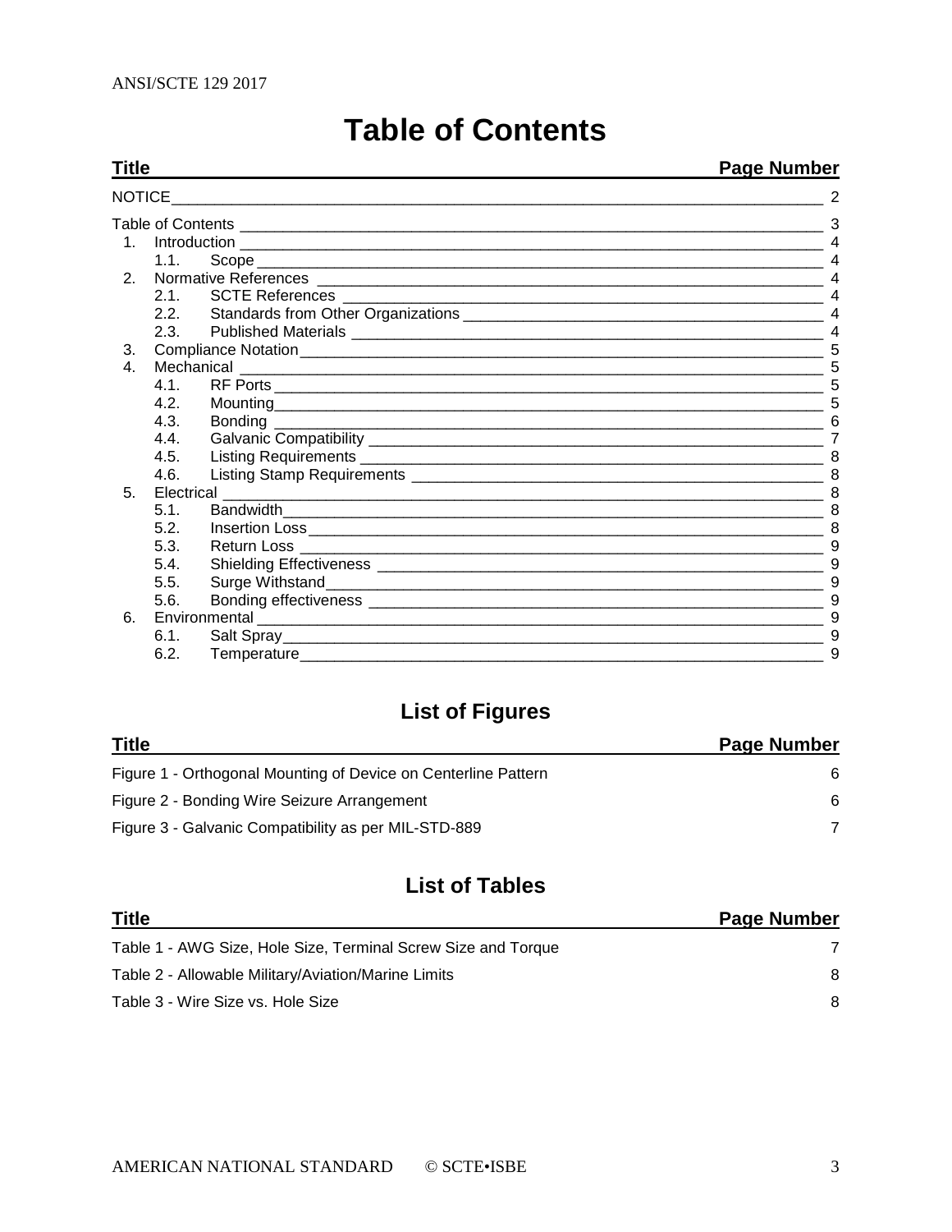# Table of Contents

| Title | Page Number |
|---|---|
| NOTICE | 2 |
| Table of Contents | 3 |
| 1. Introduction | 4 |
| 1.1. Scope | 4 |
| 2. Normative References | 4 |
| 2.1. SCTE References | 4 |
| 2.2. Standards from Other Organizations | 4 |
| 2.3. Published Materials | 4 |
| 3. Compliance Notation | 5 |
| 4. Mechanical | 5 |
| 4.1. RF Ports | 5 |
| 4.2. Mounting | 5 |
| 4.3. Bonding | 6 |
| 4.4. Galvanic Compatibility | 7 |
| 4.5. Listing Requirements | 8 |
| 4.6. Listing Stamp Requirements | 8 |
| 5. Electrical | 8 |
| 5.1. Bandwidth | 8 |
| 5.2. Insertion Loss | 8 |
| 5.3. Return Loss | 9 |
| 5.4. Shielding Effectiveness | 9 |
| 5.5. Surge Withstand | 9 |
| 5.6. Bonding effectiveness | 9 |
| 6. Environmental | 9 |
| 6.1. Salt Spray | 9 |
| 6.2. Temperature | 9 |

## List of Figures

| Title | Page Number |
|---|---|
| Figure 1 - Orthogonal Mounting of Device on Centerline Pattern | 6 |
| Figure 2 - Bonding Wire Seizure Arrangement | 6 |
| Figure 3 - Galvanic Compatibility as per MIL-STD-889 | 7 |

## List of Tables

| Title | Page Number |
|---|---|
| Table 1 - AWG Size, Hole Size, Terminal Screw Size and Torque | 7 |
| Table 2 - Allowable Military/Aviation/Marine Limits | 8 |
| Table 3 - Wire Size vs. Hole Size | 8 |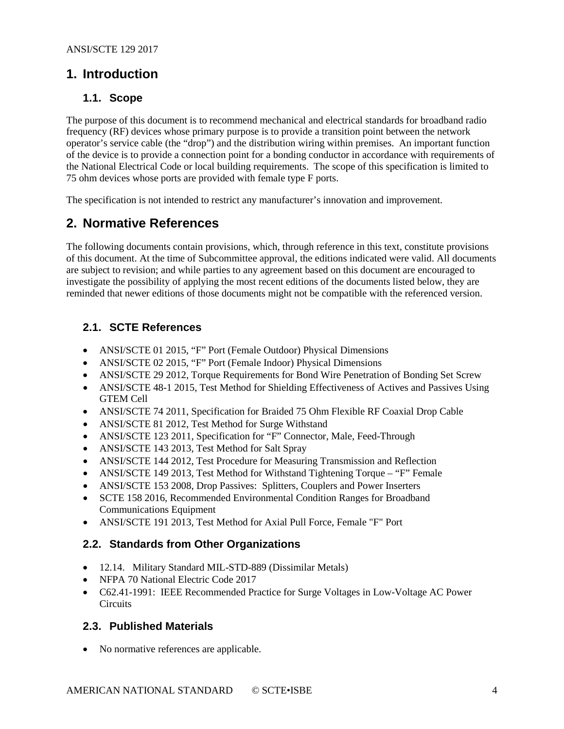# 1. Introduction

## 1.1. Scope

The purpose of this document is to recommend mechanical and electrical standards for broadband radio frequency (RF) devices whose primary purpose is to provide a transition point between the network operator's service cable (the "drop") and the distribution wiring within premises. An important function of the device is to provide a connection point for a bonding conductor in accordance with requirements of the National Electrical Code or local building requirements. The scope of this specification is limited to 75 ohm devices whose ports are provided with female type F ports.

The specification is not intended to restrict any manufacturer's innovation and improvement.

# 2. Normative References

The following documents contain provisions, which, through reference in this text, constitute provisions of this document. At the time of Subcommittee approval, the editions indicated were valid. All documents are subject to revision; and while parties to any agreement based on this document are encouraged to investigate the possibility of applying the most recent editions of the documents listed below, they are reminded that newer editions of those documents might not be compatible with the referenced version.

## 2.1. SCTE References

- ANSI/SCTE 01 2015, "F" Port (Female Outdoor) Physical Dimensions
- ANSI/SCTE 02 2015, "F" Port (Female Indoor) Physical Dimensions
- ANSI/SCTE 29 2012, Torque Requirements for Bond Wire Penetration of Bonding Set Screw
- ANSI/SCTE 48-1 2015, Test Method for Shielding Effectiveness of Actives and Passives Using GTEM Cell
- ANSI/SCTE 74 2011, Specification for Braided 75 Ohm Flexible RF Coaxial Drop Cable
- ANSI/SCTE 81 2012, Test Method for Surge Withstand
- ANSI/SCTE 123 2011, Specification for "F" Connector, Male, Feed-Through
- ANSI/SCTE 143 2013, Test Method for Salt Spray
- ANSI/SCTE 144 2012, Test Procedure for Measuring Transmission and Reflection
- ANSI/SCTE 149 2013, Test Method for Withstand Tightening Torque – "F" Female
- ANSI/SCTE 153 2008, Drop Passives: Splitters, Couplers and Power Inserters
- SCTE 158 2016, Recommended Environmental Condition Ranges for Broadband Communications Equipment
- ANSI/SCTE 191 2013, Test Method for Axial Pull Force, Female "F" Port

## 2.2. Standards from Other Organizations

- 12.14. Military Standard MIL-STD-889 (Dissimilar Metals)
- NFPA 70 National Electric Code 2017
- C62.41-1991: IEEE Recommended Practice for Surge Voltages in Low-Voltage AC Power Circuits

## 2.3. Published Materials

- No normative references are applicable.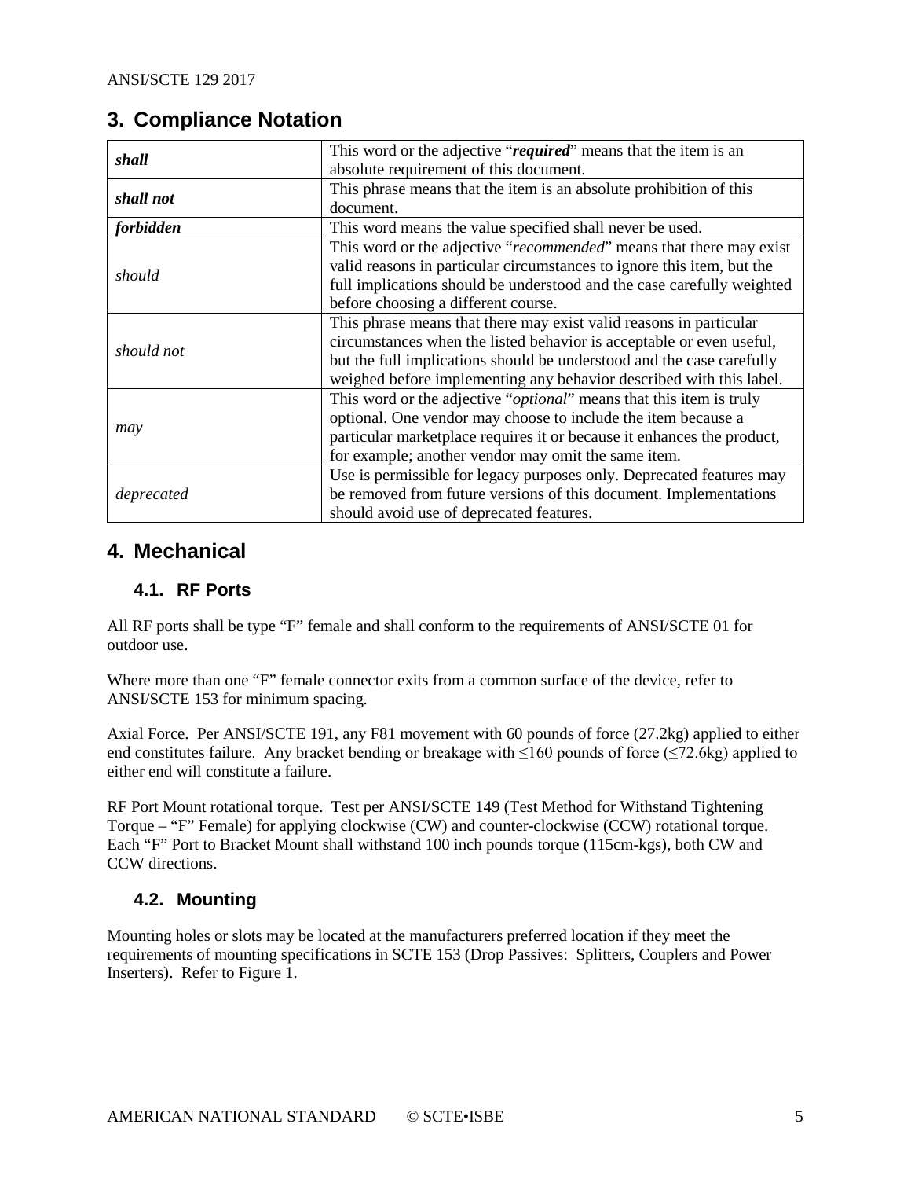## 3. Compliance Notation

| | |
|---|---|
| ***shall*** | This word or the adjective "***required***" means that the item is an absolute requirement of this document. |
| ***shall not*** | This phrase means that the item is an absolute prohibition of this document. |
| ***forbidden*** | This word means the value specified shall never be used. |
| *should* | This word or the adjective "*recommended*" means that there may exist valid reasons in particular circumstances to ignore this item, but the full implications should be understood and the case carefully weighted before choosing a different course. |
| *should not* | This phrase means that there may exist valid reasons in particular circumstances when the listed behavior is acceptable or even useful, but the full implications should be understood and the case carefully weighed before implementing any behavior described with this label. |
| *may* | This word or the adjective "*optional*" means that this item is truly optional. One vendor may choose to include the item because a particular marketplace requires it or because it enhances the product, for example; another vendor may omit the same item. |
| *deprecated* | Use is permissible for legacy purposes only. Deprecated features may be removed from future versions of this document. Implementations should avoid use of deprecated features. |

## 4. Mechanical

### 4.1. RF Ports

All RF ports shall be type "F" female and shall conform to the requirements of ANSI/SCTE 01 for outdoor use.

Where more than one "F" female connector exits from a common surface of the device, refer to ANSI/SCTE 153 for minimum spacing.

Axial Force. Per ANSI/SCTE 191, any F81 movement with 60 pounds of force (27.2kg) applied to either end constitutes failure. Any bracket bending or breakage with ≤160 pounds of force (≤72.6kg) applied to either end will constitute a failure.

RF Port Mount rotational torque. Test per ANSI/SCTE 149 (Test Method for Withstand Tightening Torque – "F" Female) for applying clockwise (CW) and counter-clockwise (CCW) rotational torque. Each "F" Port to Bracket Mount shall withstand 100 inch pounds torque (115cm-kgs), both CW and CCW directions.

### 4.2. Mounting

Mounting holes or slots may be located at the manufacturers preferred location if they meet the requirements of mounting specifications in SCTE 153 (Drop Passives: Splitters, Couplers and Power Inserters). Refer to Figure 1.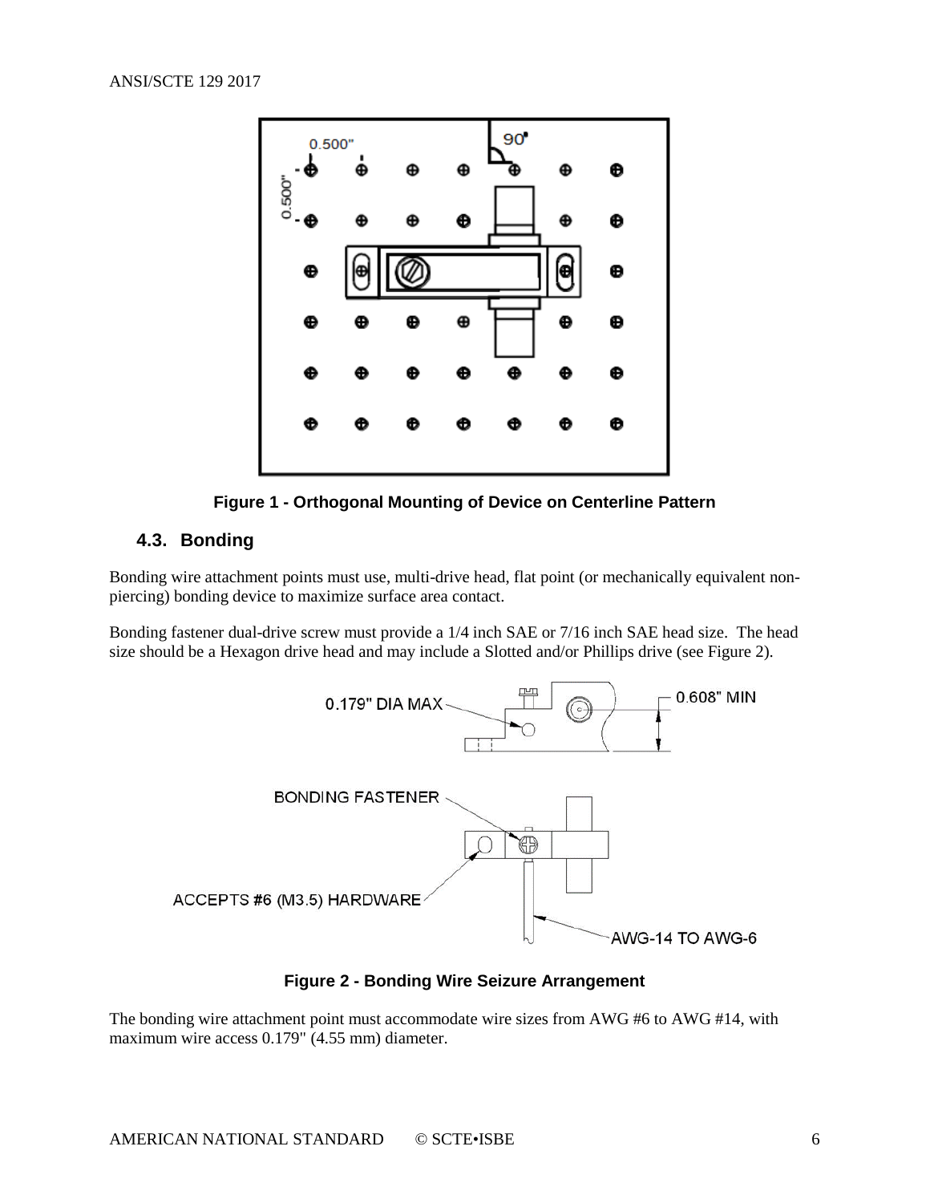Figure 1 - Orthogonal Mounting of Device on Centerline Pattern

### 4.3. Bonding

Bonding wire attachment points must use, multi-drive head, flat point (or mechanically equivalent non-piercing) bonding device to maximize surface area contact.

Bonding fastener dual-drive screw must provide a 1/4 inch SAE or 7/16 inch SAE head size. The head size should be a Hexagon drive head and may include a Slotted and/or Phillips drive (see Figure 2).

Figure 2 - Bonding Wire Seizure Arrangement

The bonding wire attachment point must accommodate wire sizes from AWG #6 to AWG #14, with maximum wire access 0.179" (4.55 mm) diameter.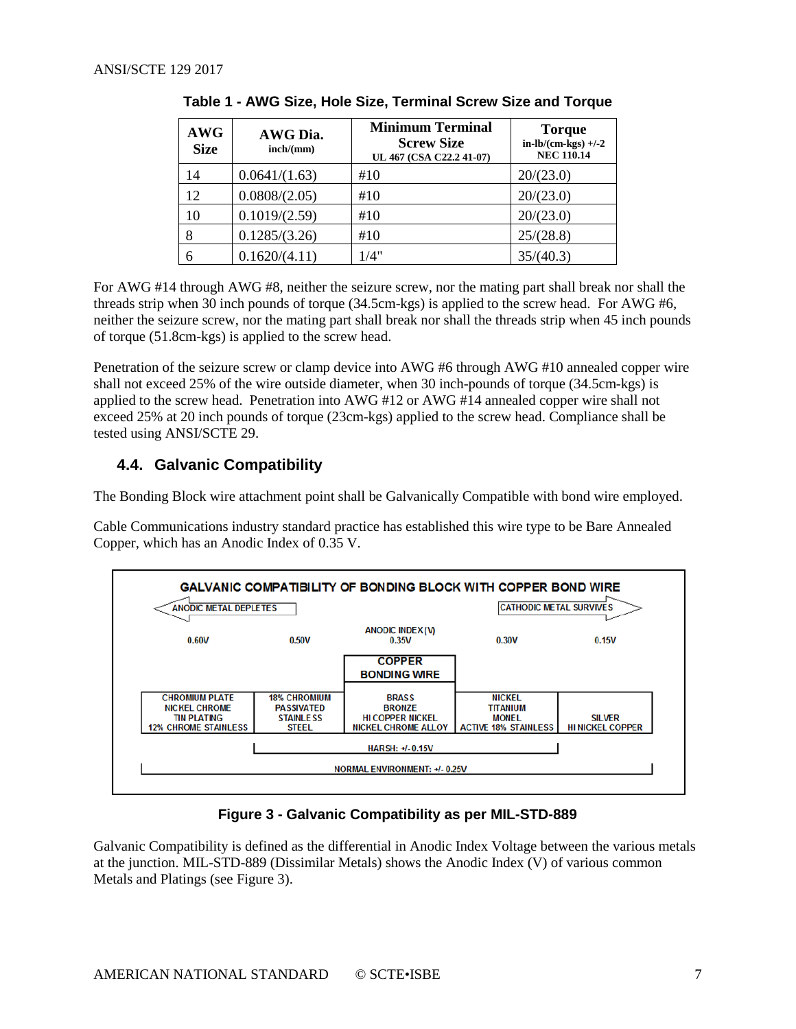**Table 1 - AWG Size, Hole Size, Terminal Screw Size and Torque**

| AWG Size | AWG Dia. inch/(mm) | Minimum Terminal Screw Size UL 467 (CSA C22.2 41-07) | Torque in-lb/(cm-kgs) +/-2 NEC 110.14 |
|---|---|---|---|
| 14 | 0.0641/(1.63) | #10 | 20/(23.0) |
| 12 | 0.0808/(2.05) | #10 | 20/(23.0) |
| 10 | 0.1019/(2.59) | #10 | 20/(23.0) |
| 8 | 0.1285/(3.26) | #10 | 25/(28.8) |
| 6 | 0.1620/(4.11) | 1/4" | 35/(40.3) |

For AWG #14 through AWG #8, neither the seizure screw, nor the mating part shall break nor shall the threads strip when 30 inch pounds of torque (34.5cm-kgs) is applied to the screw head. For AWG #6, neither the seizure screw, nor the mating part shall break nor shall the threads strip when 45 inch pounds of torque (51.8cm-kgs) is applied to the screw head.

Penetration of the seizure screw or clamp device into AWG #6 through AWG #10 annealed copper wire shall not exceed 25% of the wire outside diameter, when 30 inch-pounds of torque (34.5cm-kgs) is applied to the screw head. Penetration into AWG #12 or AWG #14 annealed copper wire shall not exceed 25% at 20 inch pounds of torque (23cm-kgs) applied to the screw head. Compliance shall be tested using ANSI/SCTE 29.

## 4.4. Galvanic Compatibility

The Bonding Block wire attachment point shall be Galvanically Compatible with bond wire employed.

Cable Communications industry standard practice has established this wire type to be Bare Annealed Copper, which has an Anodic Index of 0.35 V.

**GALVANIC COMPATIBILITY OF BONDING BLOCK WITH COPPER BOND WIRE**

ANODIC METAL DEPLETES ← → CATHODIC METAL SURVIVES

| 0.60V | 0.50V | ANODIC INDEX (V) 0.35V | 0.30V | 0.15V |
|---|---|---|---|---|
| | | COPPER BONDING WIRE | | |
| CHROMIUM PLATE NICKEL CHROME TIN PLATING 12% CHROME STAINLESS | 18% CHROMIUM PASSIVATED STAINLESS STEEL | BRASS BRONZE HI COPPER NICKEL NICKEL CHROME ALLOY | NICKEL TITANIUM MONEL ACTIVE 18% STAINLESS | SILVER HI NICKEL COPPER |

HARSH: +/- 0.15V

NORMAL ENVIRONMENT: +/- 0.25V

**Figure 3 - Galvanic Compatibility as per MIL-STD-889**

Galvanic Compatibility is defined as the differential in Anodic Index Voltage between the various metals at the junction. MIL-STD-889 (Dissimilar Metals) shows the Anodic Index (V) of various common Metals and Platings (see Figure 3).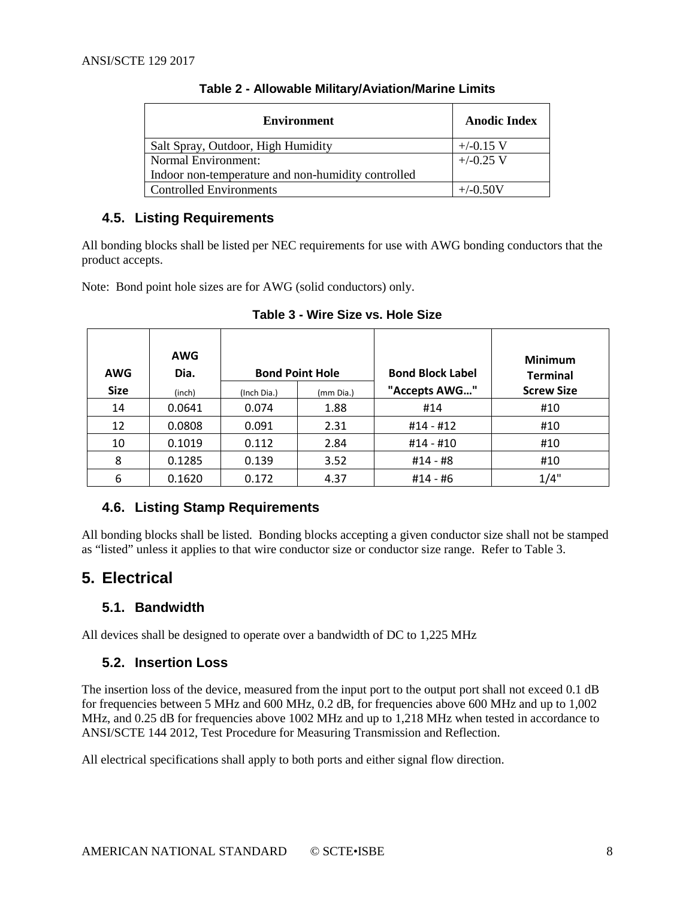**Table 2 - Allowable Military/Aviation/Marine Limits**

| Environment | Anodic Index |
|---|---|
| Salt Spray, Outdoor, High Humidity | +/-0.15 V |
| Normal Environment:<br>Indoor non-temperature and non-humidity controlled | +/-0.25 V |
| Controlled Environments | +/-0.50V |

### 4.5. Listing Requirements

All bonding blocks shall be listed per NEC requirements for use with AWG bonding conductors that the product accepts.

Note: Bond point hole sizes are for AWG (solid conductors) only.

**Table 3 - Wire Size vs. Hole Size**

| AWG Size | AWG Dia. (inch) | Bond Point Hole (Inch Dia.) | Bond Point Hole (mm Dia.) | Bond Block Label "Accepts AWG…" | Minimum Terminal Screw Size |
|---|---|---|---|---|---|
| 14 | 0.0641 | 0.074 | 1.88 | #14 | #10 |
| 12 | 0.0808 | 0.091 | 2.31 | #14 - #12 | #10 |
| 10 | 0.1019 | 0.112 | 2.84 | #14 - #10 | #10 |
| 8 | 0.1285 | 0.139 | 3.52 | #14 - #8 | #10 |
| 6 | 0.1620 | 0.172 | 4.37 | #14 - #6 | 1/4" |

### 4.6. Listing Stamp Requirements

All bonding blocks shall be listed. Bonding blocks accepting a given conductor size shall not be stamped as "listed" unless it applies to that wire conductor size or conductor size range. Refer to Table 3.

## 5. Electrical

### 5.1. Bandwidth

All devices shall be designed to operate over a bandwidth of DC to 1,225 MHz

### 5.2. Insertion Loss

The insertion loss of the device, measured from the input port to the output port shall not exceed 0.1 dB for frequencies between 5 MHz and 600 MHz, 0.2 dB, for frequencies above 600 MHz and up to 1,002 MHz, and 0.25 dB for frequencies above 1002 MHz and up to 1,218 MHz when tested in accordance to ANSI/SCTE 144 2012, Test Procedure for Measuring Transmission and Reflection.

All electrical specifications shall apply to both ports and either signal flow direction.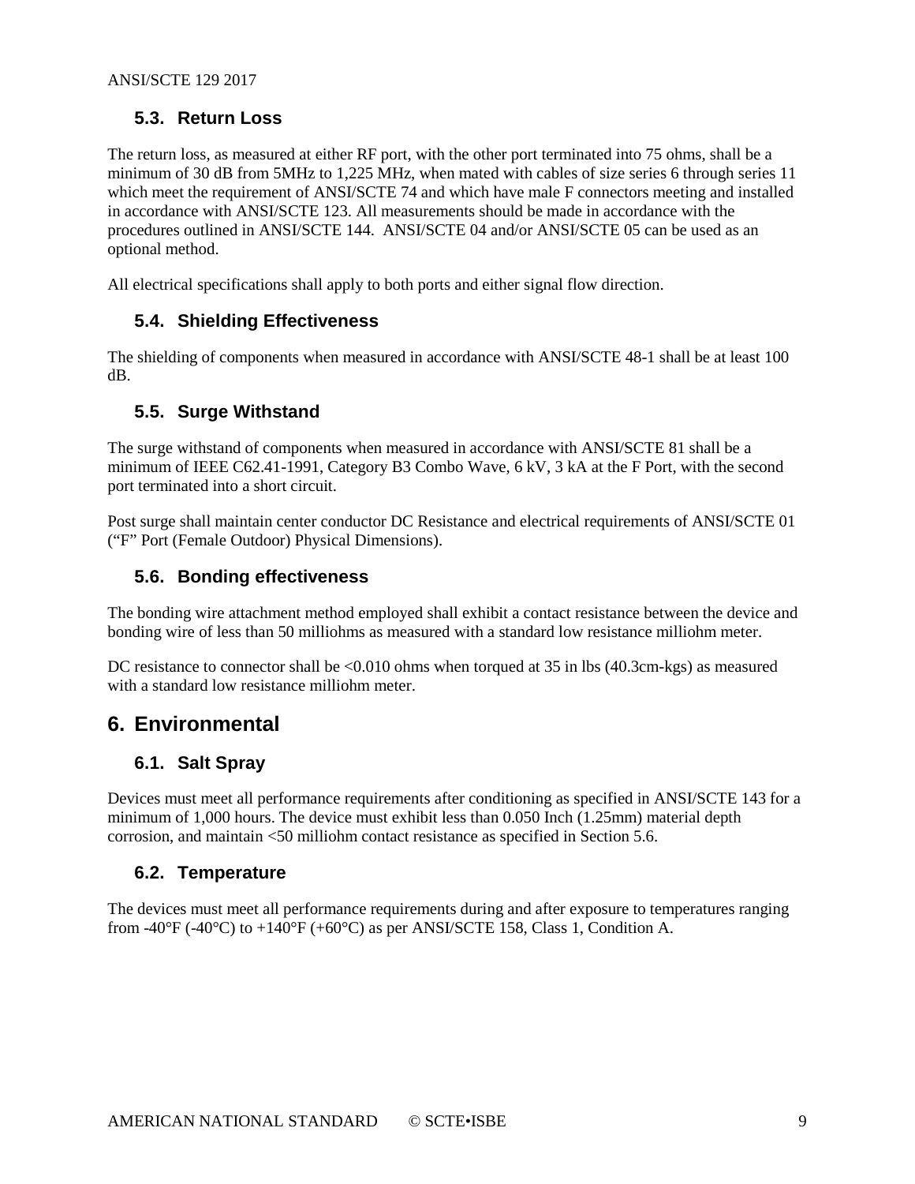### 5.3. Return Loss

The return loss, as measured at either RF port, with the other port terminated into 75 ohms, shall be a minimum of 30 dB from 5MHz to 1,225 MHz, when mated with cables of size series 6 through series 11 which meet the requirement of ANSI/SCTE 74 and which have male F connectors meeting and installed in accordance with ANSI/SCTE 123. All measurements should be made in accordance with the procedures outlined in ANSI/SCTE 144. ANSI/SCTE 04 and/or ANSI/SCTE 05 can be used as an optional method.

All electrical specifications shall apply to both ports and either signal flow direction.

### 5.4. Shielding Effectiveness

The shielding of components when measured in accordance with ANSI/SCTE 48-1 shall be at least 100 dB.

### 5.5. Surge Withstand

The surge withstand of components when measured in accordance with ANSI/SCTE 81 shall be a minimum of IEEE C62.41-1991, Category B3 Combo Wave, 6 kV, 3 kA at the F Port, with the second port terminated into a short circuit.

Post surge shall maintain center conductor DC Resistance and electrical requirements of ANSI/SCTE 01 (“F” Port (Female Outdoor) Physical Dimensions).

### 5.6. Bonding effectiveness

The bonding wire attachment method employed shall exhibit a contact resistance between the device and bonding wire of less than 50 milliohms as measured with a standard low resistance milliohm meter.

DC resistance to connector shall be <0.010 ohms when torqued at 35 in lbs (40.3cm-kgs) as measured with a standard low resistance milliohm meter.

## 6. Environmental

### 6.1. Salt Spray

Devices must meet all performance requirements after conditioning as specified in ANSI/SCTE 143 for a minimum of 1,000 hours. The device must exhibit less than 0.050 Inch (1.25mm) material depth corrosion, and maintain <50 milliohm contact resistance as specified in Section 5.6.

### 6.2. Temperature

The devices must meet all performance requirements during and after exposure to temperatures ranging from -40°F (-40°C) to +140°F (+60°C) as per ANSI/SCTE 158, Class 1, Condition A.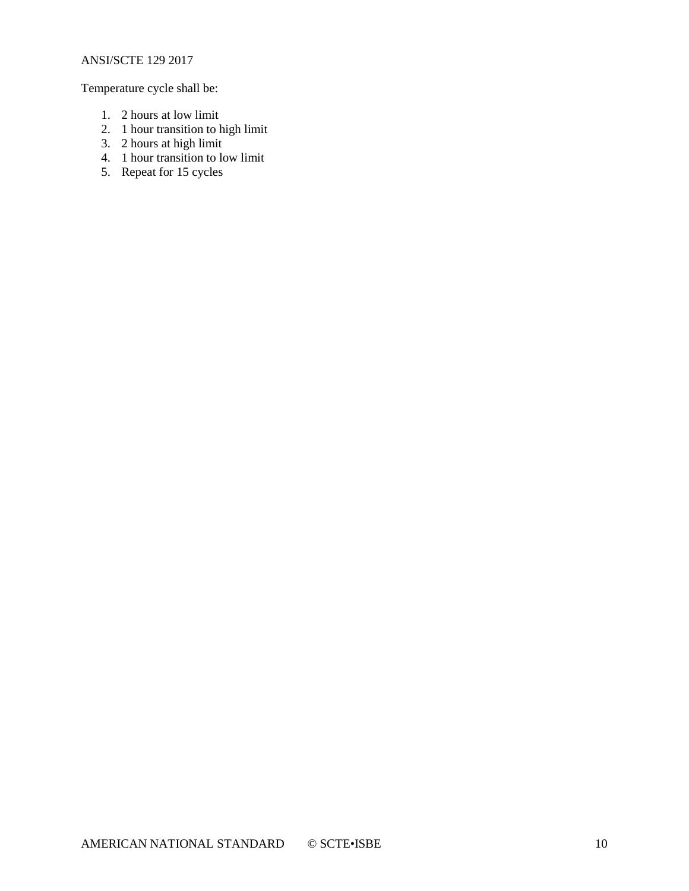Temperature cycle shall be:

1. 2 hours at low limit
2. 1 hour transition to high limit
3. 2 hours at high limit
4. 1 hour transition to low limit
5. Repeat for 15 cycles